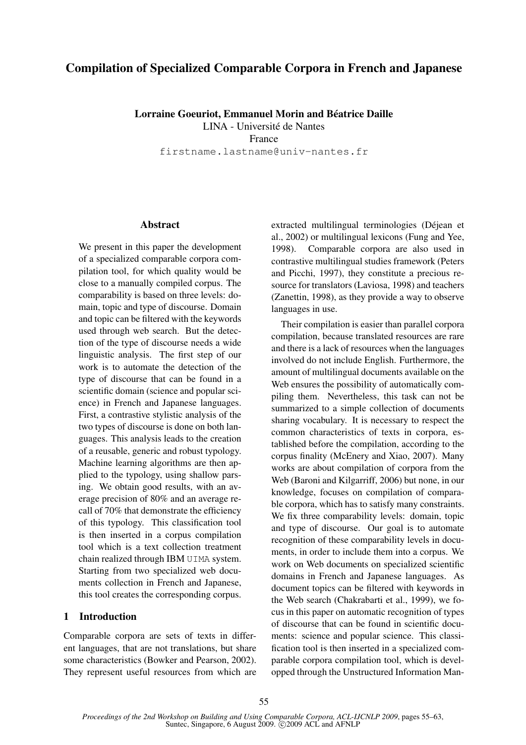# Compilation of Specialized Comparable Corpora in French and Japanese

**Lorraine Goeuriot, Emmanuel Morin and Béatrice Daille**
LINA - Université de Nantes
France
firstname.lastname@univ-nantes.fr

## Abstract

We present in this paper the development of a specialized comparable corpora compilation tool, for which quality would be close to a manually compiled corpus. The comparability is based on three levels: domain, topic and type of discourse. Domain and topic can be filtered with the keywords used through web search. But the detection of the type of discourse needs a wide linguistic analysis. The first step of our work is to automate the detection of the type of discourse that can be found in a scientific domain (science and popular science) in French and Japanese languages. First, a contrastive stylistic analysis of the two types of discourse is done on both languages. This analysis leads to the creation of a reusable, generic and robust typology. Machine learning algorithms are then applied to the typology, using shallow parsing. We obtain good results, with an average precision of 80% and an average recall of 70% that demonstrate the efficiency of this typology. This classification tool is then inserted in a corpus compilation tool which is a text collection treatment chain realized through IBM UIMA system. Starting from two specialized web documents collection in French and Japanese, this tool creates the corresponding corpus.

## 1 Introduction

Comparable corpora are sets of texts in different languages, that are not translations, but share some characteristics (Bowker and Pearson, 2002). They represent useful resources from which are extracted multilingual terminologies (Déjean et al., 2002) or multilingual lexicons (Fung and Yee, 1998). Comparable corpora are also used in contrastive multilingual studies framework (Peters and Picchi, 1997), they constitute a precious resource for translators (Laviosa, 1998) and teachers (Zanettin, 1998), as they provide a way to observe languages in use.

Their compilation is easier than parallel corpora compilation, because translated resources are rare and there is a lack of resources when the languages involved do not include English. Furthermore, the amount of multilingual documents available on the Web ensures the possibility of automatically compiling them. Nevertheless, this task can not be summarized to a simple collection of documents sharing vocabulary. It is necessary to respect the common characteristics of texts in corpora, established before the compilation, according to the corpus finality (McEnery and Xiao, 2007). Many works are about compilation of corpora from the Web (Baroni and Kilgarriff, 2006) but none, in our knowledge, focuses on compilation of comparable corpora, which has to satisfy many constraints. We fix three comparability levels: domain, topic and type of discourse. Our goal is to automate recognition of these comparability levels in documents, in order to include them into a corpus. We work on Web documents on specialized scientific domains in French and Japanese languages. As document topics can be filtered with keywords in the Web search (Chakrabarti et al., 1999), we focus in this paper on automatic recognition of types of discourse that can be found in scientific documents: science and popular science. This classification tool is then inserted in a specialized comparable corpora compilation tool, which is developped through the Unstructured Information Man-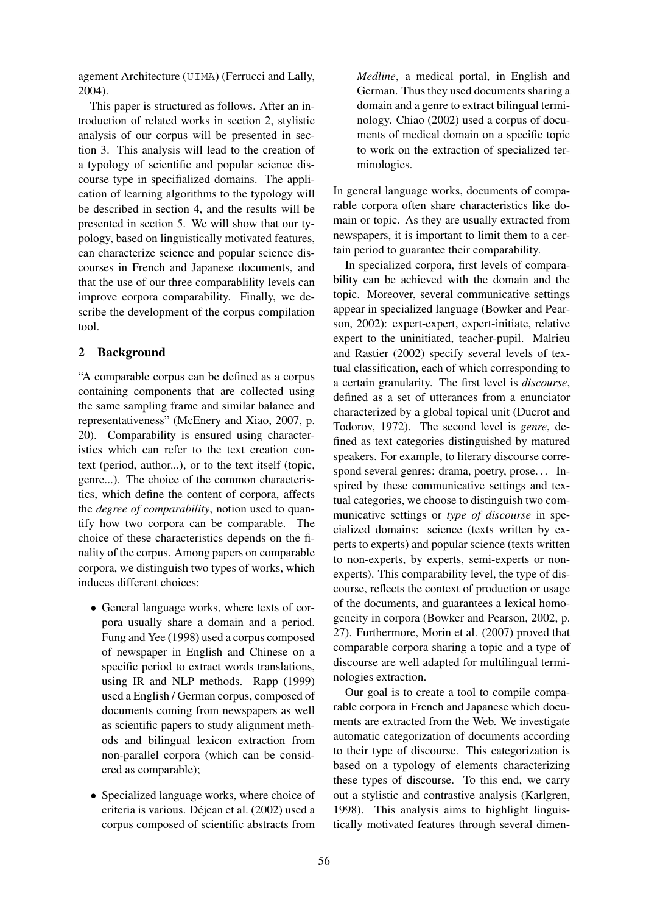agement Architecture (UIMA) (Ferrucci and Lally, 2004).

This paper is structured as follows. After an introduction of related works in section 2, stylistic analysis of our corpus will be presented in section 3. This analysis will lead to the creation of a typology of scientific and popular science discourse type in specifialized domains. The application of learning algorithms to the typology will be described in section 4, and the results will be presented in section 5. We will show that our typology, based on linguistically motivated features, can characterize science and popular science discourses in French and Japanese documents, and that the use of our three comparablility levels can improve corpora comparability. Finally, we describe the development of the corpus compilation tool.

## 2 Background

"A comparable corpus can be defined as a corpus containing components that are collected using the same sampling frame and similar balance and representativeness" (McEnery and Xiao, 2007, p. 20). Comparability is ensured using characteristics which can refer to the text creation context (period, author...), or to the text itself (topic, genre...). The choice of the common characteristics, which define the content of corpora, affects the *degree of comparability*, notion used to quantify how two corpora can be comparable. The choice of these characteristics depends on the finality of the corpus. Among papers on comparable corpora, we distinguish two types of works, which induces different choices:

- General language works, where texts of corpora usually share a domain and a period. Fung and Yee (1998) used a corpus composed of newspaper in English and Chinese on a specific period to extract words translations, using IR and NLP methods. Rapp (1999) used a English / German corpus, composed of documents coming from newspapers as well as scientific papers to study alignment methods and bilingual lexicon extraction from non-parallel corpora (which can be considered as comparable);
- Specialized language works, where choice of criteria is various. Déjean et al. (2002) used a corpus composed of scientific abstracts from *Medline*, a medical portal, in English and German. Thus they used documents sharing a domain and a genre to extract bilingual terminology. Chiao (2002) used a corpus of documents of medical domain on a specific topic to work on the extraction of specialized terminologies.

In general language works, documents of comparable corpora often share characteristics like domain or topic. As they are usually extracted from newspapers, it is important to limit them to a certain period to guarantee their comparability.

In specialized corpora, first levels of comparability can be achieved with the domain and the topic. Moreover, several communicative settings appear in specialized language (Bowker and Pearson, 2002): expert-expert, expert-initiate, relative expert to the uninitiated, teacher-pupil. Malrieu and Rastier (2002) specify several levels of textual classification, each of which corresponding to a certain granularity. The first level is *discourse*, defined as a set of utterances from a enunciator characterized by a global topical unit (Ducrot and Todorov, 1972). The second level is *genre*, defined as text categories distinguished by matured speakers. For example, to literary discourse correspond several genres: drama, poetry, prose… Inspired by these communicative settings and textual categories, we choose to distinguish two communicative settings or *type of discourse* in specialized domains: science (texts written by experts to experts) and popular science (texts written to non-experts, by experts, semi-experts or non-experts). This comparability level, the type of discourse, reflects the context of production or usage of the documents, and guarantees a lexical homogeneity in corpora (Bowker and Pearson, 2002, p. 27). Furthermore, Morin et al. (2007) proved that comparable corpora sharing a topic and a type of discourse are well adapted for multilingual terminologies extraction.

Our goal is to create a tool to compile comparable corpora in French and Japanese which documents are extracted from the Web. We investigate automatic categorization of documents according to their type of discourse. This categorization is based on a typology of elements characterizing these types of discourse. To this end, we carry out a stylistic and contrastive analysis (Karlgren, 1998). This analysis aims to highlight linguistically motivated features through several dimen-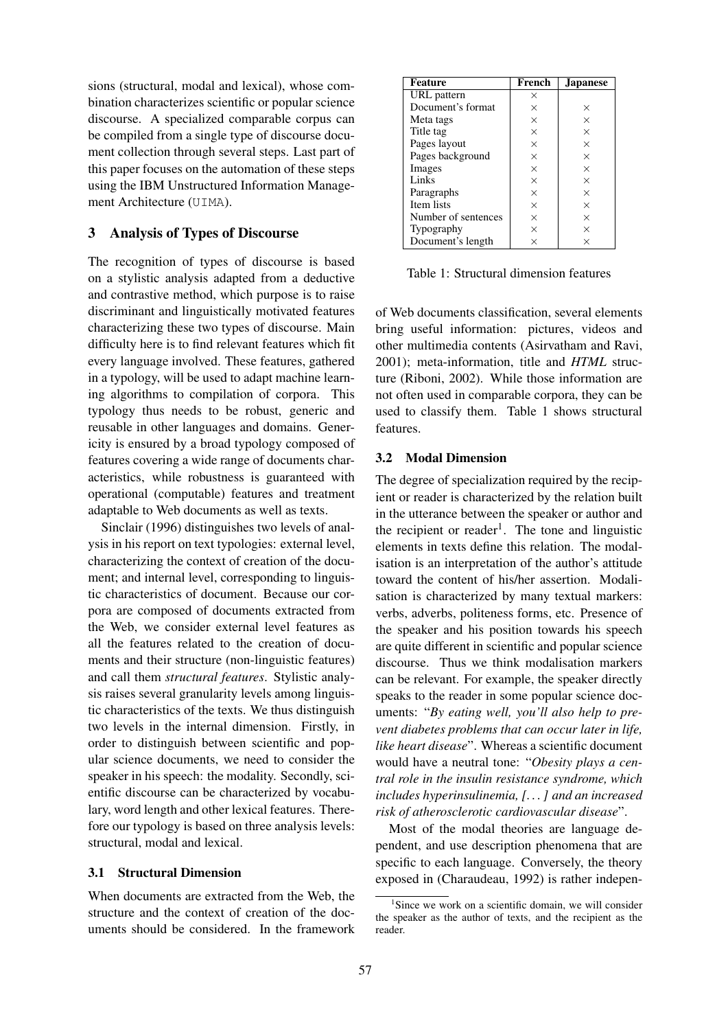sions (structural, modal and lexical), whose combination characterizes scientific or popular science discourse. A specialized comparable corpus can be compiled from a single type of discourse document collection through several steps. Last part of this paper focuses on the automation of these steps using the IBM Unstructured Information Management Architecture (UIMA).

## 3 Analysis of Types of Discourse

The recognition of types of discourse is based on a stylistic analysis adapted from a deductive and contrastive method, which purpose is to raise discriminant and linguistically motivated features characterizing these two types of discourse. Main difficulty here is to find relevant features which fit every language involved. These features, gathered in a typology, will be used to adapt machine learning algorithms to compilation of corpora. This typology thus needs to be robust, generic and reusable in other languages and domains. Genericity is ensured by a broad typology composed of features covering a wide range of documents characteristics, while robustness is guaranteed with operational (computable) features and treatment adaptable to Web documents as well as texts.

Sinclair (1996) distinguishes two levels of analysis in his report on text typologies: external level, characterizing the context of creation of the document; and internal level, corresponding to linguistic characteristics of document. Because our corpora are composed of documents extracted from the Web, we consider external level features as all the features related to the creation of documents and their structure (non-linguistic features) and call them *structural features*. Stylistic analysis raises several granularity levels among linguistic characteristics of the texts. We thus distinguish two levels in the internal dimension. Firstly, in order to distinguish between scientific and popular science documents, we need to consider the speaker in his speech: the modality. Secondly, scientific discourse can be characterized by vocabulary, word length and other lexical features. Therefore our typology is based on three analysis levels: structural, modal and lexical.

### 3.1 Structural Dimension

When documents are extracted from the Web, the structure and the context of creation of the documents should be considered. In the framework of Web documents classification, several elements bring useful information: pictures, videos and other multimedia contents (Asirvatham and Ravi, 2001); meta-information, title and *HTML* structure (Riboni, 2002). While those information are not often used in comparable corpora, they can be used to classify them. Table 1 shows structural features.

| Feature | French | Japanese |
|---|---|---|
| URL pattern | × | |
| Document's format | × | × |
| Meta tags | × | × |
| Title tag | × | × |
| Pages layout | × | × |
| Pages background | × | × |
| Images | × | × |
| Links | × | × |
| Paragraphs | × | × |
| Item lists | × | × |
| Number of sentences | × | × |
| Typography | × | × |
| Document's length | × | × |

Table 1: Structural dimension features

### 3.2 Modal Dimension

The degree of specialization required by the recipient or reader is characterized by the relation built in the utterance between the speaker or author and the recipient or reader[1]. The tone and linguistic elements in texts define this relation. The modalisation is an interpretation of the author's attitude toward the content of his/her assertion. Modalisation is characterized by many textual markers: verbs, adverbs, politeness forms, etc. Presence of the speaker and his position towards his speech are quite different in scientific and popular science discourse. Thus we think modalisation markers can be relevant. For example, the speaker directly speaks to the reader in some popular science documents: "*By eating well, you'll also help to prevent diabetes problems that can occur later in life, like heart disease*". Whereas a scientific document would have a neutral tone: "*Obesity plays a central role in the insulin resistance syndrome, which includes hyperinsulinemia, [...] and an increased risk of atherosclerotic cardiovascular disease*".

Most of the modal theories are language dependent, and use description phenomena that are specific to each language. Conversely, the theory exposed in (Charaudeau, 1992) is rather indepen-

[1] Since we work on a scientific domain, we will consider the speaker as the author of texts, and the recipient as the reader.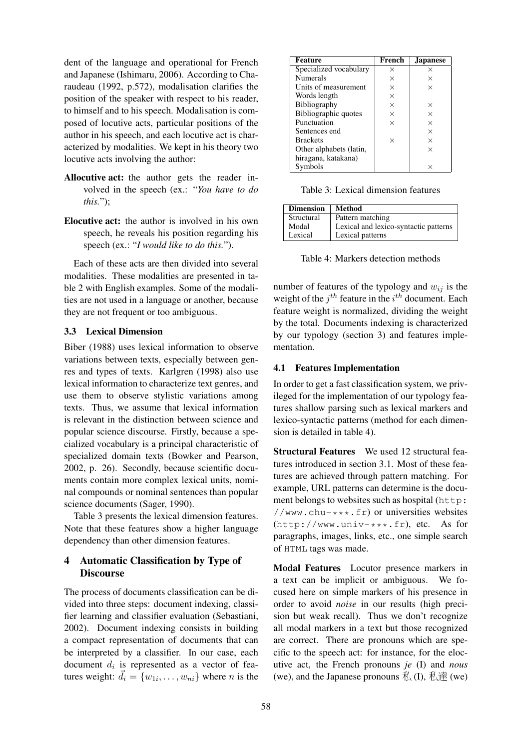dent of the language and operational for French and Japanese (Ishimaru, 2006). According to Charaudeau (1992, p.572), modalisation clarifies the position of the speaker with respect to his reader, to himself and to his speech. Modalisation is composed of locutive acts, particular positions of the author in his speech, and each locutive act is characterized by modalities. We kept in his theory two locutive acts involving the author:

**Allocutive act:** the author gets the reader involved in the speech (ex.: "*You have to do this.*");

**Elocutive act:** the author is involved in his own speech, he reveals his position regarding his speech (ex.: "*I would like to do this.*").

Each of these acts are then divided into several modalities. These modalities are presented in table 2 with English examples. Some of the modalities are not used in a language or another, because they are not frequent or too ambiguous.

### 3.3 Lexical Dimension

Biber (1988) uses lexical information to observe variations between texts, especially between genres and types of texts. Karlgren (1998) also use lexical information to characterize text genres, and use them to observe stylistic variations among texts. Thus, we assume that lexical information is relevant in the distinction between science and popular science discourse. Firstly, because a specialized vocabulary is a principal characteristic of specialized domain texts (Bowker and Pearson, 2002, p. 26). Secondly, because scientific documents contain more complex lexical units, nominal compounds or nominal sentences than popular science documents (Sager, 1990).

Table 3 presents the lexical dimension features. Note that these features show a higher language dependency than other dimension features.

| Feature | French | Japanese |
|---|---|---|
| Specialized vocabulary | × | × |
| Numerals | × | × |
| Units of measurement | × | × |
| Words length | × | |
| Bibliography | × | × |
| Bibliographic quotes | × | × |
| Punctuation | × | × |
| Sentences end | | × |
| Brackets | × | × |
| Other alphabets (latin, hiragana, katakana) | | × |
| Symbols | | × |

Table 3: Lexical dimension features

| Dimension | Method |
|---|---|
| Structural | Pattern matching |
| Modal | Lexical and lexico-syntactic patterns |
| Lexical | Lexical patterns |

Table 4: Markers detection methods

## 4 Automatic Classification by Type of Discourse

The process of documents classification can be divided into three steps: document indexing, classifier learning and classifier evaluation (Sebastiani, 2002). Document indexing consists in building a compact representation of documents that can be interpreted by a classifier. In our case, each document $d_i$ is represented as a vector of features weight: $\vec{d_i} = \{w_{1i}, \ldots, w_{ni}\}$ where $n$ is the number of features of the typology and $w_{ij}$ is the weight of the $j^{th}$ feature in the $i^{th}$ document. Each feature weight is normalized, dividing the weight by the total. Documents indexing is characterized by our typology (section 3) and features implementation.

### 4.1 Features Implementation

In order to get a fast classification system, we privileged for the implementation of our typology features shallow parsing such as lexical markers and lexico-syntactic patterns (method for each dimension is detailed in table 4).

**Structural Features** We used 12 structural features introduced in section 3.1. Most of these features are achieved through pattern matching. For example, URL patterns can determine is the document belongs to websites such as hospital (`http://www.chu-***.fr`) or universities websites (`http://www.univ-***.fr`), etc. As for paragraphs, images, links, etc., one simple search of `HTML` tags was made.

**Modal Features** Locutor presence markers in a text can be implicit or ambiguous. We focused here on simple markers of his presence in order to avoid *noise* in our results (high precision but weak recall). Thus we don't recognize all modal markers in a text but those recognized are correct. There are pronouns which are specific to the speech act: for instance, for the elocutive act, the French pronouns *je* (I) and *nous* (we), and the Japanese pronouns 私 (I), 私達 (we)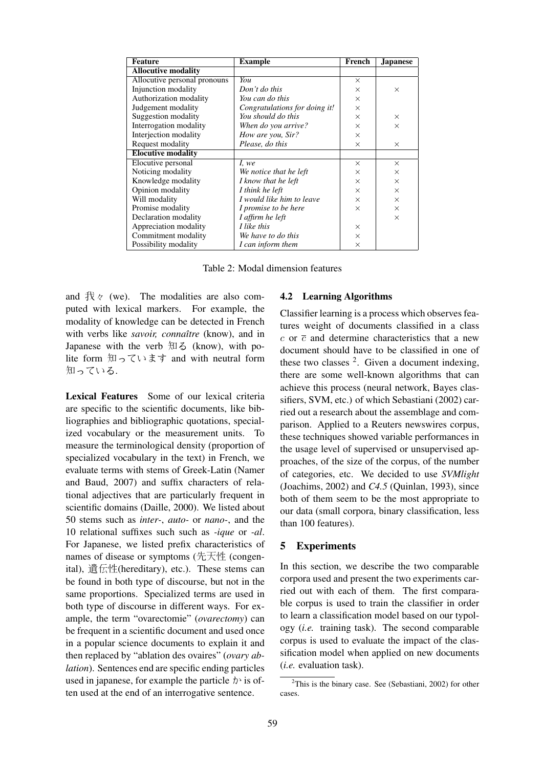| Feature | Example | French | Japanese |
|---|---|---|---|
| **Allocutive modality** | | | |
| Allocutive personal pronouns | *You* | × | |
| Injunction modality | *Don't do this* | × | × |
| Authorization modality | *You can do this* | × | |
| Judgement modality | *Congratulations for doing it!* | × | |
| Suggestion modality | *You should do this* | × | × |
| Interrogation modality | *When do you arrive?* | × | × |
| Interjection modality | *How are you, Sir?* | × | |
| Request modality | *Please, do this* | × | × |
| **Elocutive modality** | | | |
| Elocutive personal | *I, we* | × | × |
| Noticing modality | *We notice that he left* | × | × |
| Knowledge modality | *I know that he left* | × | × |
| Opinion modality | *I think he left* | × | × |
| Will modality | *I would like him to leave* | × | × |
| Promise modality | *I promise to be here* | × | × |
| Declaration modality | *I affirm he left* | | × |
| Appreciation modality | *I like this* | × | |
| Commitment modality | *We have to do this* | × | |
| Possibility modality | *I can inform them* | × | |

Table 2: Modal dimension features

and 我々 (we). The modalities are also computed with lexical markers. For example, the modality of knowledge can be detected in French with verbs like *savoir, connaître* (know), and in Japanese with the verb 知る (know), with polite form 知っています and with neutral form 知っている.

**Lexical Features** Some of our lexical criteria are specific to the scientific documents, like bibliographies and bibliographic quotations, specialized vocabulary or the measurement units. To measure the terminological density (proportion of specialized vocabulary in the text) in French, we evaluate terms with stems of Greek-Latin (Namer and Baud, 2007) and suffix characters of relational adjectives that are particularly frequent in scientific domains (Daille, 2000). We listed about 50 stems such as *inter-*, *auto-* or *nano-*, and the 10 relational suffixes such such as *-ique* or *-al*. For Japanese, we listed prefix characteristics of names of disease or symptoms (先天性 (congenital), 遺伝性(hereditary), etc.). These stems can be found in both type of discourse, but not in the same proportions. Specialized terms are used in both type of discourse in different ways. For example, the term "ovarectomie" (*ovarectomy*) can be frequent in a scientific document and used once in a popular science documents to explain it and then replaced by "ablation des ovaires" (*ovary ablation*). Sentences end are specific ending particles used in japanese, for example the particle か is often used at the end of an interrogative sentence.

### 4.2 Learning Algorithms

Classifier learning is a process which observes features weight of documents classified in a class $c$ or $\overline{c}$ and determine characteristics that a new document should have to be classified in one of these two classes [2]. Given a document indexing, there are some well-known algorithms that can achieve this process (neural network, Bayes classifiers, SVM, etc.) of which Sebastiani (2002) carried out a research about the assemblage and comparison. Applied to a Reuters newswires corpus, these techniques showed variable performances in the usage level of supervised or unsupervised approaches, of the size of the corpus, of the number of categories, etc. We decided to use *SVMlight* (Joachims, 2002) and *C4.5* (Quinlan, 1993), since both of them seem to be the most appropriate to our data (small corpora, binary classification, less than 100 features).

## 5 Experiments

In this section, we describe the two comparable corpora used and present the two experiments carried out with each of them. The first comparable corpus is used to train the classifier in order to learn a classification model based on our typology (*i.e.* training task). The second comparable corpus is used to evaluate the impact of the classification model when applied on new documents (*i.e.* evaluation task).

[2] This is the binary case. See (Sebastiani, 2002) for other cases.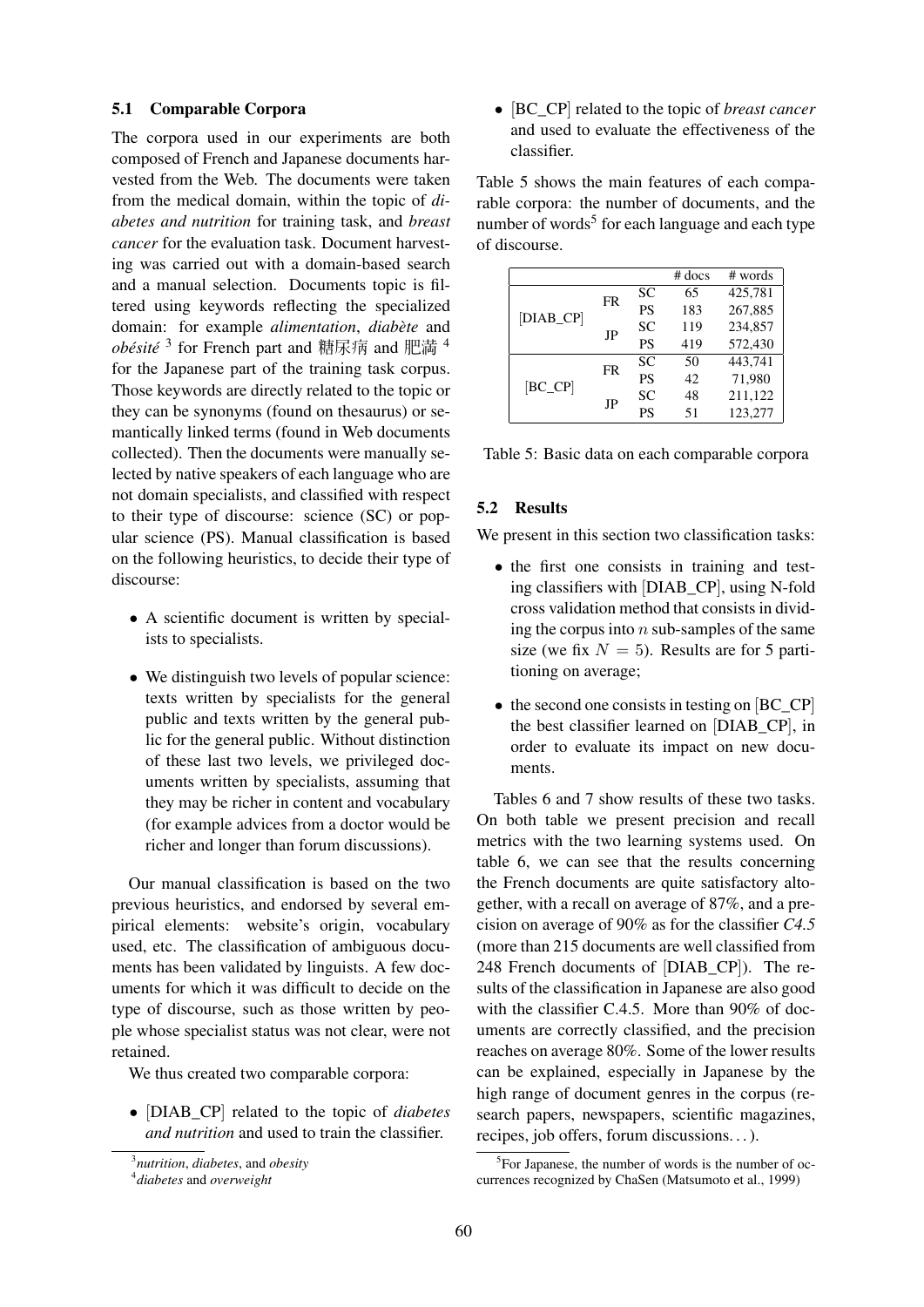### 5.1 Comparable Corpora

The corpora used in our experiments are both composed of French and Japanese documents harvested from the Web. The documents were taken from the medical domain, within the topic of *diabetes and nutrition* for training task, and *breast cancer* for the evaluation task. Document harvesting was carried out with a domain-based search and a manual selection. Documents topic is filtered using keywords reflecting the specialized domain: for example *alimentation*, *diabète* and *obésité* [3] for French part and 糖尿病 and 肥満 [4] for the Japanese part of the training task corpus. Those keywords are directly related to the topic or they can be synonyms (found on thesaurus) or semantically linked terms (found in Web documents collected). Then the documents were manually selected by native speakers of each language who are not domain specialists, and classified with respect to their type of discourse: science (SC) or popular science (PS). Manual classification is based on the following heuristics, to decide their type of discourse:

- A scientific document is written by specialists to specialists.
- We distinguish two levels of popular science: texts written by specialists for the general public and texts written by the general public for the general public. Without distinction of these last two levels, we privileged documents written by specialists, assuming that they may be richer in content and vocabulary (for example advices from a doctor would be richer and longer than forum discussions).

Our manual classification is based on the two previous heuristics, and endorsed by several empirical elements: website's origin, vocabulary used, etc. The classification of ambiguous documents has been validated by linguists. A few documents for which it was difficult to decide on the type of discourse, such as those written by people whose specialist status was not clear, were not retained.

We thus created two comparable corpora:

- [DIAB_CP] related to the topic of *diabetes and nutrition* and used to train the classifier.
- [BC_CP] related to the topic of *breast cancer* and used to evaluate the effectiveness of the classifier.

Table 5 shows the main features of each comparable corpora: the number of documents, and the number of words[5] for each language and each type of discourse.

| | | | # docs | # words |
|---|---|---|---|---|
| [DIAB_CP] | FR | SC | 65 | 425,781 |
| | | PS | 183 | 267,885 |
| | JP | SC | 119 | 234,857 |
| | | PS | 419 | 572,430 |
| [BC_CP] | FR | SC | 50 | 443,741 |
| | | PS | 42 | 71,980 |
| | JP | SC | 48 | 211,122 |
| | | PS | 51 | 123,277 |

Table 5: Basic data on each comparable corpora

### 5.2 Results

We present in this section two classification tasks:

- the first one consists in training and testing classifiers with [DIAB_CP], using N-fold cross validation method that consists in dividing the corpus into $n$ sub-samples of the same size (we fix $N = 5$). Results are for 5 partitioning on average;
- the second one consists in testing on [BC_CP] the best classifier learned on [DIAB_CP], in order to evaluate its impact on new documents.

Tables 6 and 7 show results of these two tasks. On both table we present precision and recall metrics with the two learning systems used. On table 6, we can see that the results concerning the French documents are quite satisfactory altogether, with a recall on average of 87%, and a precision on average of 90% as for the classifier *C4.5* (more than 215 documents are well classified from 248 French documents of [DIAB_CP]). The results of the classification in Japanese are also good with the classifier C.4.5. More than 90% of documents are correctly classified, and the precision reaches on average 80%. Some of the lower results can be explained, especially in Japanese by the high range of document genres in the corpus (research papers, newspapers, scientific magazines, recipes, job offers, forum discussions. . . ).

[3] *nutrition*, *diabetes*, and *obesity*

[4] *diabetes* and *overweight*

[5] For Japanese, the number of words is the number of occurrences recognized by ChaSen (Matsumoto et al., 1999)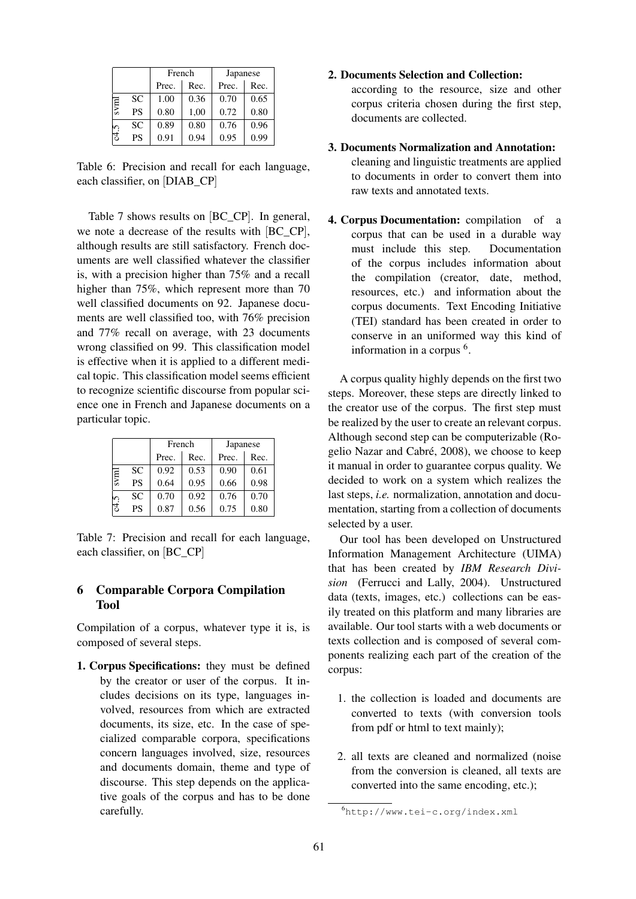| | | French | | Japanese | |
|---|---|---|---|---|---|
| | | Prec. | Rec. | Prec. | Rec. |
| svml | SC | 1.00 | 0.36 | 0.70 | 0.65 |
| | PS | 0.80 | 1,00 | 0.72 | 0.80 |
| c4.5 | SC | 0.89 | 0.80 | 0.76 | 0.96 |
| | PS | 0.91 | 0.94 | 0.95 | 0.99 |

Table 6: Precision and recall for each language, each classifier, on [DIAB_CP]

Table 7 shows results on [BC_CP]. In general, we note a decrease of the results with [BC_CP], although results are still satisfactory. French documents are well classified whatever the classifier is, with a precision higher than 75% and a recall higher than 75%, which represent more than 70 well classified documents on 92. Japanese documents are well classified too, with 76% precision and 77% recall on average, with 23 documents wrong classified on 99. This classification model is effective when it is applied to a different medical topic. This classification model seems efficient to recognize scientific discourse from popular science one in French and Japanese documents on a particular topic.

| | | French | | Japanese | |
|---|---|---|---|---|---|
| | | Prec. | Rec. | Prec. | Rec. |
| svml | SC | 0.92 | 0.53 | 0.90 | 0.61 |
| | PS | 0.64 | 0.95 | 0.66 | 0.98 |
| c4.5 | SC | 0.70 | 0.92 | 0.76 | 0.70 |
| | PS | 0.87 | 0.56 | 0.75 | 0.80 |

Table 7: Precision and recall for each language, each classifier, on [BC_CP]

## 6 Comparable Corpora Compilation Tool

Compilation of a corpus, whatever type it is, is composed of several steps.

1. **Corpus Specifications:** they must be defined by the creator or user of the corpus. It includes decisions on its type, languages involved, resources from which are extracted documents, its size, etc. In the case of specialized comparable corpora, specifications concern languages involved, size, resources and documents domain, theme and type of discourse. This step depends on the applicative goals of the corpus and has to be done carefully.

2. **Documents Selection and Collection:** according to the resource, size and other corpus criteria chosen during the first step, documents are collected.

3. **Documents Normalization and Annotation:** cleaning and linguistic treatments are applied to documents in order to convert them into raw texts and annotated texts.

4. **Corpus Documentation:** compilation of a corpus that can be used in a durable way must include this step. Documentation of the corpus includes information about the compilation (creator, date, method, resources, etc.) and information about the corpus documents. Text Encoding Initiative (TEI) standard has been created in order to conserve in an uniformed way this kind of information in a corpus [6].

A corpus quality highly depends on the first two steps. Moreover, these steps are directly linked to the creator use of the corpus. The first step must be realized by the user to create an relevant corpus. Although second step can be computerizable (Rogelio Nazar and Cabré, 2008), we choose to keep it manual in order to guarantee corpus quality. We decided to work on a system which realizes the last steps, *i.e.* normalization, annotation and documentation, starting from a collection of documents selected by a user.

Our tool has been developed on Unstructured Information Management Architecture (UIMA) that has been created by *IBM Research Division* (Ferrucci and Lally, 2004). Unstructured data (texts, images, etc.) collections can be easily treated on this platform and many libraries are available. Our tool starts with a web documents or texts collection and is composed of several components realizing each part of the creation of the corpus:

1. the collection is loaded and documents are converted to texts (with conversion tools from pdf or html to text mainly);

2. all texts are cleaned and normalized (noise from the conversion is cleaned, all texts are converted into the same encoding, etc.);

[6] http://www.tei-c.org/index.xml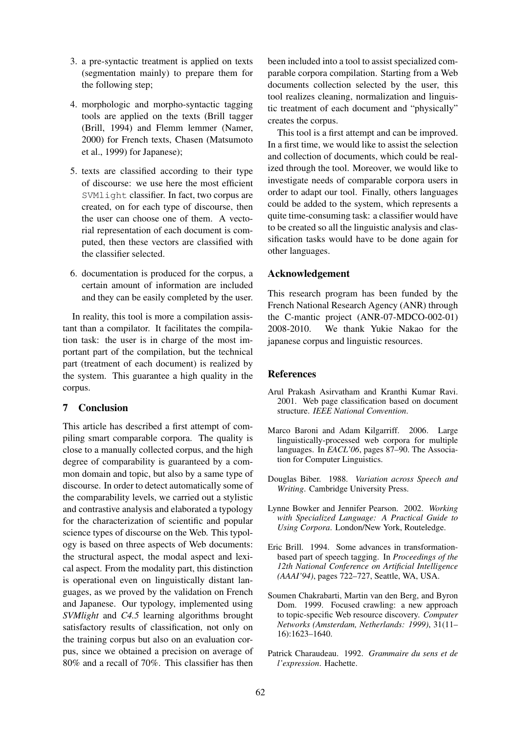3. a pre-syntactic treatment is applied on texts (segmentation mainly) to prepare them for the following step;

4. morphologic and morpho-syntactic tagging tools are applied on the texts (Brill tagger (Brill, 1994) and Flemm lemmer (Namer, 2000) for French texts, Chasen (Matsumoto et al., 1999) for Japanese);

5. texts are classified according to their type of discourse: we use here the most efficient `SVMlight` classifier. In fact, two corpus are created, on for each type of discourse, then the user can choose one of them. A vectorial representation of each document is computed, then these vectors are classified with the classifier selected.

6. documentation is produced for the corpus, a certain amount of information are included and they can be easily completed by the user.

In reality, this tool is more a compilation assistant than a compilator. It facilitates the compilation task: the user is in charge of the most important part of the compilation, but the technical part (treatment of each document) is realized by the system. This guarantee a high quality in the corpus.

## 7 Conclusion

This article has described a first attempt of compiling smart comparable corpora. The quality is close to a manually collected corpus, and the high degree of comparability is guaranteed by a common domain and topic, but also by a same type of discourse. In order to detect automatically some of the comparability levels, we carried out a stylistic and contrastive analysis and elaborated a typology for the characterization of scientific and popular science types of discourse on the Web. This typology is based on three aspects of Web documents: the structural aspect, the modal aspect and lexical aspect. From the modality part, this distinction is operational even on linguistically distant languages, as we proved by the validation on French and Japanese. Our typology, implemented using *SVMlight* and *C4.5* learning algorithms brought satisfactory results of classification, not only on the training corpus but also on an evaluation corpus, since we obtained a precision on average of 80% and a recall of 70%. This classifier has then been included into a tool to assist specialized comparable corpora compilation. Starting from a Web documents collection selected by the user, this tool realizes cleaning, normalization and linguistic treatment of each document and "physically" creates the corpus.

This tool is a first attempt and can be improved. In a first time, we would like to assist the selection and collection of documents, which could be realized through the tool. Moreover, we would like to investigate needs of comparable corpora users in order to adapt our tool. Finally, others languages could be added to the system, which represents a quite time-consuming task: a classifier would have to be created so all the linguistic analysis and classification tasks would have to be done again for other languages.

## Acknowledgement

This research program has been funded by the French National Research Agency (ANR) through the C-mantic project (ANR-07-MDCO-002-01) 2008-2010. We thank Yukie Nakao for the japanese corpus and linguistic resources.

## References

Arul Prakash Asirvatham and Kranthi Kumar Ravi. 2001. Web page classification based on document structure. *IEEE National Convention*.

Marco Baroni and Adam Kilgarriff. 2006. Large linguistically-processed web corpora for multiple languages. In *EACL'06*, pages 87–90. The Association for Computer Linguistics.

Douglas Biber. 1988. *Variation across Speech and Writing*. Cambridge University Press.

Lynne Bowker and Jennifer Pearson. 2002. *Working with Specialized Language: A Practical Guide to Using Corpora*. London/New York, Routeledge.

Eric Brill. 1994. Some advances in transformation-based part of speech tagging. In *Proceedings of the 12th National Conference on Artificial Intelligence (AAAI'94)*, pages 722–727, Seattle, WA, USA.

Soumen Chakrabarti, Martin van den Berg, and Byron Dom. 1999. Focused crawling: a new approach to topic-specific Web resource discovery. *Computer Networks (Amsterdam, Netherlands: 1999)*, 31(11–16):1623–1640.

Patrick Charaudeau. 1992. *Grammaire du sens et de l'expression*. Hachette.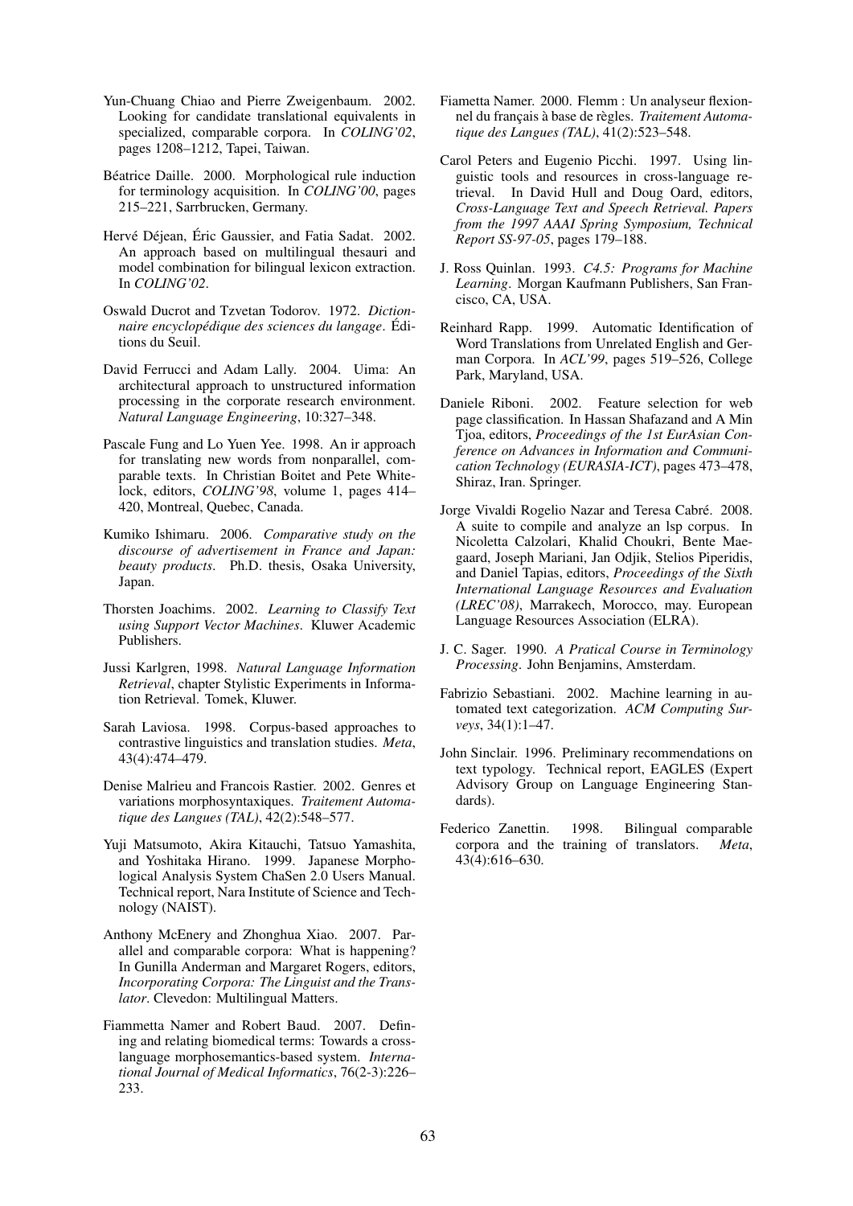Yun-Chuang Chiao and Pierre Zweigenbaum. 2002. Looking for candidate translational equivalents in specialized, comparable corpora. In *COLING'02*, pages 1208–1212, Tapei, Taiwan.

Béatrice Daille. 2000. Morphological rule induction for terminology acquisition. In *COLING'00*, pages 215–221, Sarrbrucken, Germany.

Hervé Déjean, Éric Gaussier, and Fatia Sadat. 2002. An approach based on multilingual thesauri and model combination for bilingual lexicon extraction. In *COLING'02*.

Oswald Ducrot and Tzvetan Todorov. 1972. *Dictionnaire encyclopédique des sciences du langage*. Éditions du Seuil.

David Ferrucci and Adam Lally. 2004. Uima: An architectural approach to unstructured information processing in the corporate research environment. *Natural Language Engineering*, 10:327–348.

Pascale Fung and Lo Yuen Yee. 1998. An ir approach for translating new words from nonparallel, comparable texts. In Christian Boitet and Pete Whitelock, editors, *COLING'98*, volume 1, pages 414–420, Montreal, Quebec, Canada.

Kumiko Ishimaru. 2006. *Comparative study on the discourse of advertisement in France and Japan: beauty products*. Ph.D. thesis, Osaka University, Japan.

Thorsten Joachims. 2002. *Learning to Classify Text using Support Vector Machines*. Kluwer Academic Publishers.

Jussi Karlgren, 1998. *Natural Language Information Retrieval*, chapter Stylistic Experiments in Information Retrieval. Tomek, Kluwer.

Sarah Laviosa. 1998. Corpus-based approaches to contrastive linguistics and translation studies. *Meta*, 43(4):474–479.

Denise Malrieu and Francois Rastier. 2002. Genres et variations morphosyntaxiques. *Traitement Automatique des Langues (TAL)*, 42(2):548–577.

Yuji Matsumoto, Akira Kitauchi, Tatsuo Yamashita, and Yoshitaka Hirano. 1999. Japanese Morphological Analysis System ChaSen 2.0 Users Manual. Technical report, Nara Institute of Science and Technology (NAIST).

Anthony McEnery and Zhonghua Xiao. 2007. Parallel and comparable corpora: What is happening? In Gunilla Anderman and Margaret Rogers, editors, *Incorporating Corpora: The Linguist and the Translator*. Clevedon: Multilingual Matters.

Fiammetta Namer and Robert Baud. 2007. Defining and relating biomedical terms: Towards a cross-language morphosemantics-based system. *International Journal of Medical Informatics*, 76(2-3):226–233.

Fiametta Namer. 2000. Flemm : Un analyseur flexionnel du français à base de règles. *Traitement Automatique des Langues (TAL)*, 41(2):523–548.

Carol Peters and Eugenio Picchi. 1997. Using linguistic tools and resources in cross-language retrieval. In David Hull and Doug Oard, editors, *Cross-Language Text and Speech Retrieval. Papers from the 1997 AAAI Spring Symposium, Technical Report SS-97-05*, pages 179–188.

J. Ross Quinlan. 1993. *C4.5: Programs for Machine Learning*. Morgan Kaufmann Publishers, San Francisco, CA, USA.

Reinhard Rapp. 1999. Automatic Identification of Word Translations from Unrelated English and German Corpora. In *ACL'99*, pages 519–526, College Park, Maryland, USA.

Daniele Riboni. 2002. Feature selection for web page classification. In Hassan Shafazand and A Min Tjoa, editors, *Proceedings of the 1st EurAsian Conference on Advances in Information and Communication Technology (EURASIA-ICT)*, pages 473–478, Shiraz, Iran. Springer.

Jorge Vivaldi Rogelio Nazar and Teresa Cabré. 2008. A suite to compile and analyze an lsp corpus. In Nicoletta Calzolari, Khalid Choukri, Bente Maegaard, Joseph Mariani, Jan Odjik, Stelios Piperidis, and Daniel Tapias, editors, *Proceedings of the Sixth International Language Resources and Evaluation (LREC'08)*, Marrakech, Morocco, may. European Language Resources Association (ELRA).

J. C. Sager. 1990. *A Pratical Course in Terminology Processing*. John Benjamins, Amsterdam.

Fabrizio Sebastiani. 2002. Machine learning in automated text categorization. *ACM Computing Surveys*, 34(1):1–47.

John Sinclair. 1996. Preliminary recommendations on text typology. Technical report, EAGLES (Expert Advisory Group on Language Engineering Standards).

Federico Zanettin. 1998. Bilingual comparable corpora and the training of translators. *Meta*, 43(4):616–630.